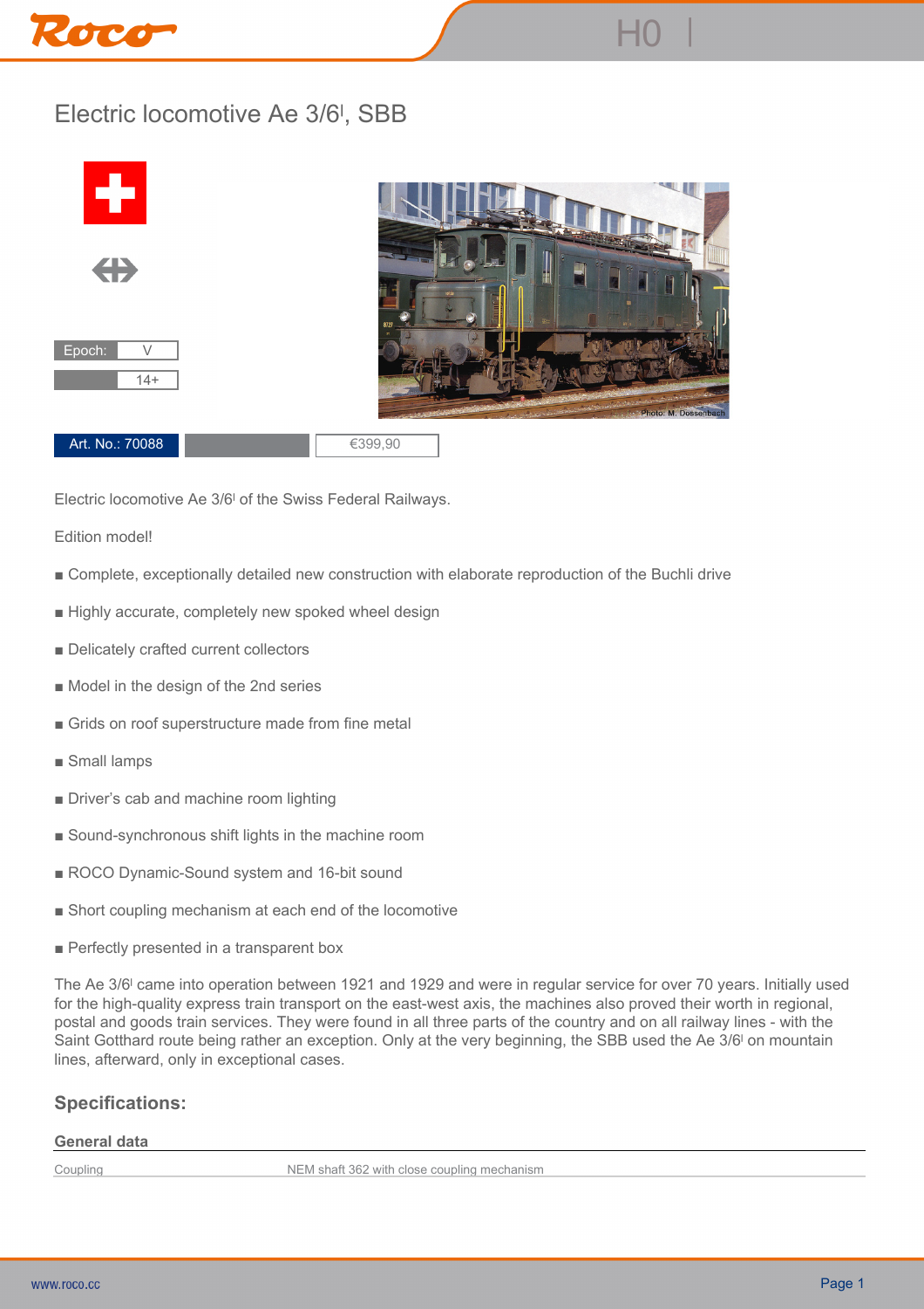# Electric locomotive Ae 3/6[I], SBB

Epoch: V

14+

Art. No.: 70088

€399,90

Electric locomotive Ae 3/6[I] of the Swiss Federal Railways.

Edition model!

- Complete, exceptionally detailed new construction with elaborate reproduction of the Buchli drive
- Highly accurate, completely new spoked wheel design
- Delicately crafted current collectors
- Model in the design of the 2nd series
- Grids on roof superstructure made from fine metal
- Small lamps
- Driver's cab and machine room lighting
- Sound-synchronous shift lights in the machine room
- ROCO Dynamic-Sound system and 16-bit sound
- Short coupling mechanism at each end of the locomotive
- Perfectly presented in a transparent box

The Ae 3/6[I] came into operation between 1921 and 1929 and were in regular service for over 70 years. Initially used for the high-quality express train transport on the east-west axis, the machines also proved their worth in regional, postal and goods train services. They were found in all three parts of the country and on all railway lines - with the Saint Gotthard route being rather an exception. Only at the very beginning, the SBB used the Ae 3/6[I] on mountain lines, afterward, only in exceptional cases.

## Specifications:

### General data

| | |
|---|---|
| Coupling | NEM shaft 362 with close coupling mechanism |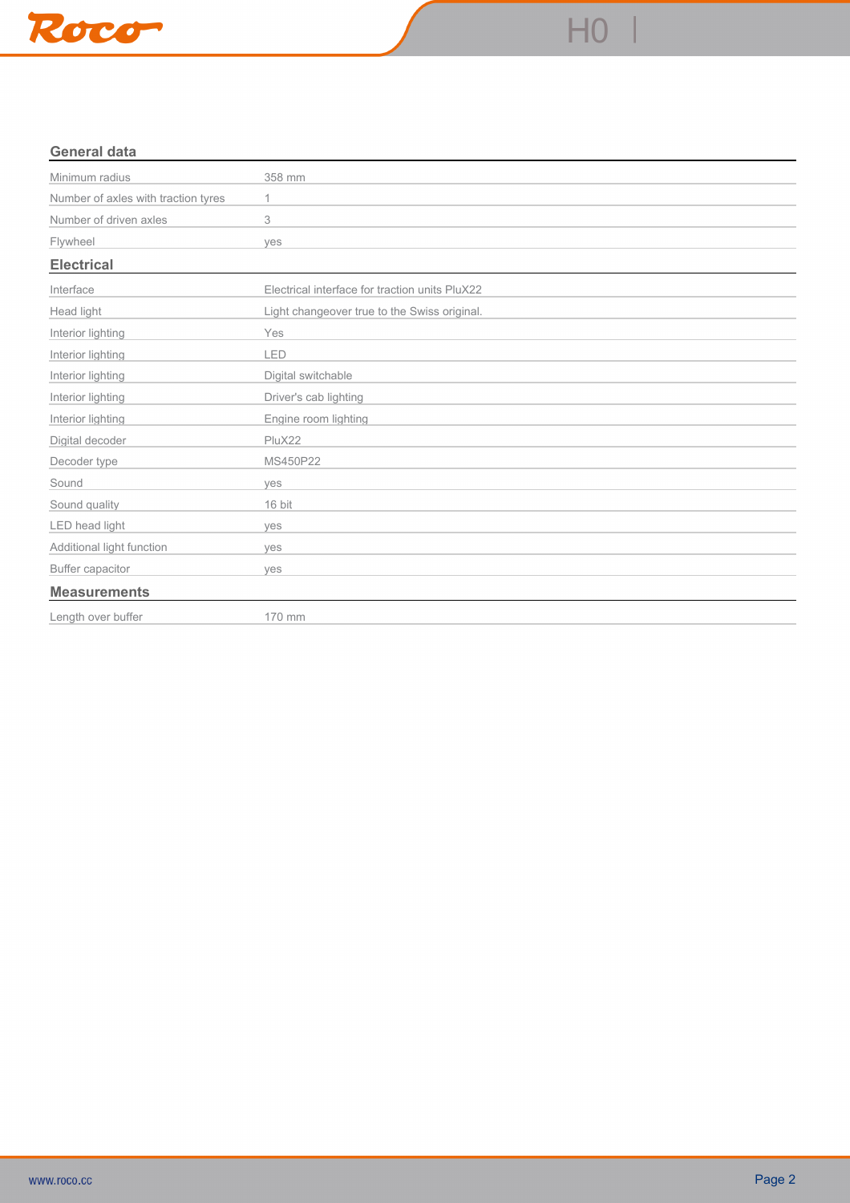## General data

| | |
|---|---|
| Minimum radius | 358 mm |
| Number of axles with traction tyres | 1 |
| Number of driven axles | 3 |
| Flywheel | yes |

## Electrical

| | |
|---|---|
| Interface | Electrical interface for traction units PluX22 |
| Head light | Light changeover true to the Swiss original. |
| Interior lighting | Yes |
| Interior lighting | LED |
| Interior lighting | Digital switchable |
| Interior lighting | Driver's cab lighting |
| Interior lighting | Engine room lighting |
| Digital decoder | PluX22 |
| Decoder type | MS450P22 |
| Sound | yes |
| Sound quality | 16 bit |
| LED head light | yes |
| Additional light function | yes |
| Buffer capacitor | yes |

## Measurements

| | |
|---|---|
| Length over buffer | 170 mm |